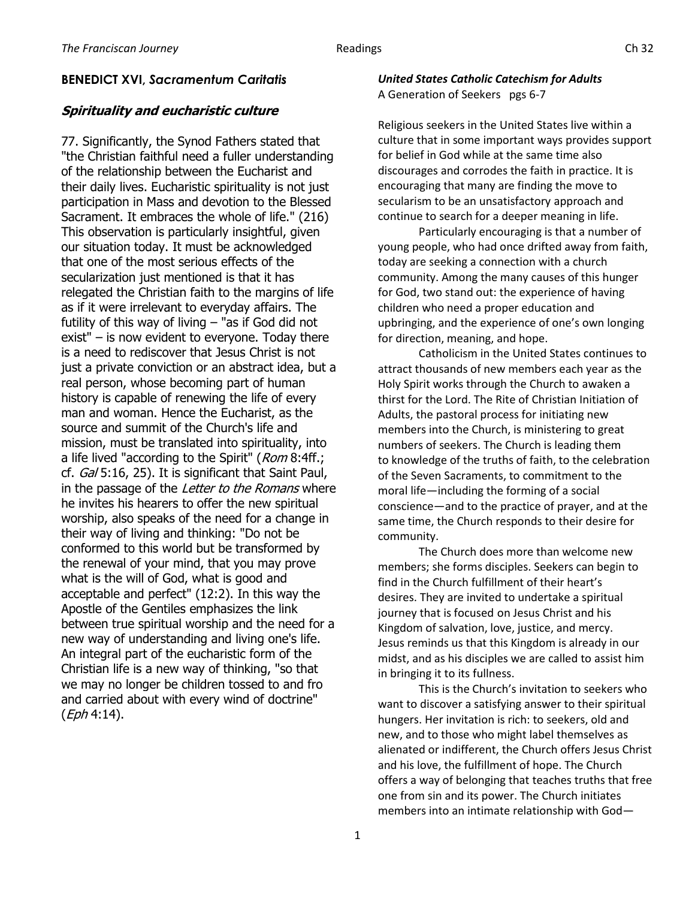## BENEDICT XVI, *Sacramentum Caritatis*

### *Spirituality and eucharistic culture*

77. Significantly, the Synod Fathers stated that "the Christian faithful need a fuller understanding of the relationship between the Eucharist and their daily lives. Eucharistic spirituality is not just participation in Mass and devotion to the Blessed Sacrament. It embraces the whole of life." (216) This observation is particularly insightful, given our situation today. It must be acknowledged that one of the most serious effects of the secularization just mentioned is that it has relegated the Christian faith to the margins of life as if it were irrelevant to everyday affairs. The futility of this way of living – "as if God did not exist" – is now evident to everyone. Today there is a need to rediscover that Jesus Christ is not just a private conviction or an abstract idea, but a real person, whose becoming part of human history is capable of renewing the life of every man and woman. Hence the Eucharist, as the source and summit of the Church's life and mission, must be translated into spirituality, into a life lived "according to the Spirit" (*Rom* 8:4ff.; cf. *Gal* 5:16, 25). It is significant that Saint Paul, in the passage of the *Letter to the Romans* where he invites his hearers to offer the new spiritual worship, also speaks of the need for a change in their way of living and thinking: "Do not be conformed to this world but be transformed by the renewal of your mind, that you may prove what is the will of God, what is good and acceptable and perfect" (12:2). In this way the Apostle of the Gentiles emphasizes the link between true spiritual worship and the need for a new way of understanding and living one's life. An integral part of the eucharistic form of the Christian life is a new way of thinking, "so that we may no longer be children tossed to and fro and carried about with every wind of doctrine" (*Eph* 4:14).

***United States Catholic Catechism for Adults***
A Generation of Seekers pgs 6-7

Religious seekers in the United States live within a culture that in some important ways provides support for belief in God while at the same time also discourages and corrodes the faith in practice. It is encouraging that many are finding the move to secularism to be an unsatisfactory approach and continue to search for a deeper meaning in life.

Particularly encouraging is that a number of young people, who had once drifted away from faith, today are seeking a connection with a church community. Among the many causes of this hunger for God, two stand out: the experience of having children who need a proper education and upbringing, and the experience of one's own longing for direction, meaning, and hope.

Catholicism in the United States continues to attract thousands of new members each year as the Holy Spirit works through the Church to awaken a thirst for the Lord. The Rite of Christian Initiation of Adults, the pastoral process for initiating new members into the Church, is ministering to great numbers of seekers. The Church is leading them to knowledge of the truths of faith, to the celebration of the Seven Sacraments, to commitment to the moral life—including the forming of a social conscience—and to the practice of prayer, and at the same time, the Church responds to their desire for community.

The Church does more than welcome new members; she forms disciples. Seekers can begin to find in the Church fulfillment of their heart's desires. They are invited to undertake a spiritual journey that is focused on Jesus Christ and his Kingdom of salvation, love, justice, and mercy. Jesus reminds us that this Kingdom is already in our midst, and as his disciples we are called to assist him in bringing it to its fullness.

This is the Church's invitation to seekers who want to discover a satisfying answer to their spiritual hungers. Her invitation is rich: to seekers, old and new, and to those who might label themselves as alienated or indifferent, the Church offers Jesus Christ and his love, the fulfillment of hope. The Church offers a way of belonging that teaches truths that free one from sin and its power. The Church initiates members into an intimate relationship with God—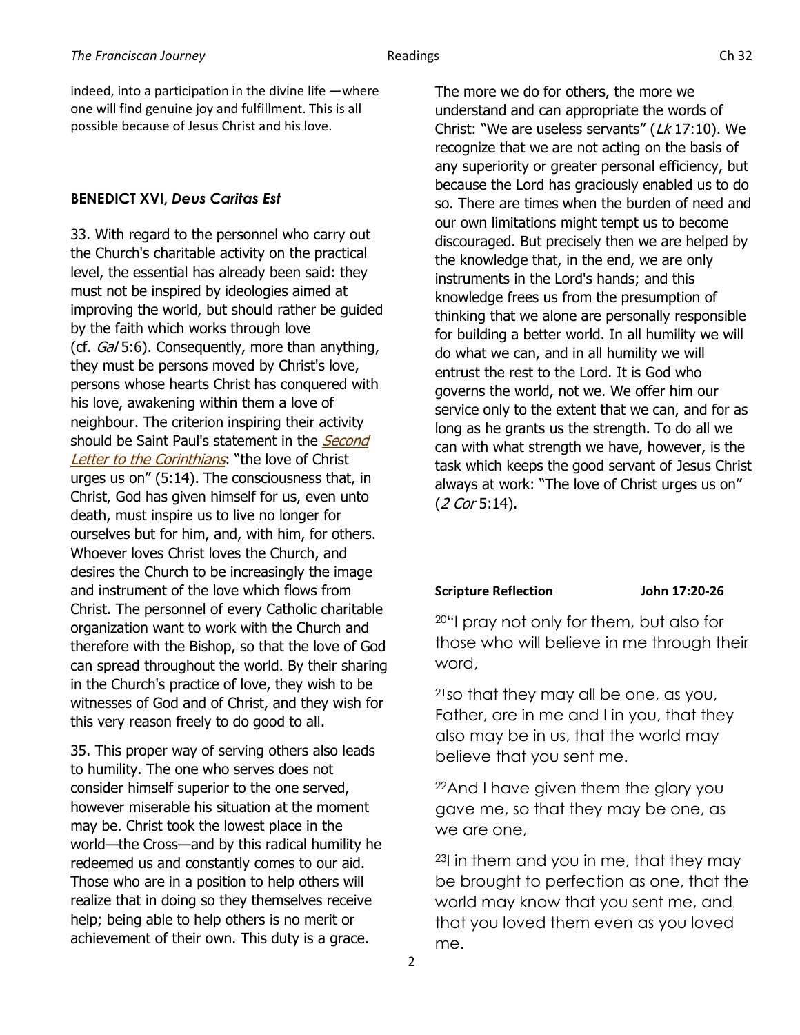indeed, into a participation in the divine life —where one will find genuine joy and fulfillment. This is all possible because of Jesus Christ and his love.

## BENEDICT XVI, *Deus Caritas Est*

33. With regard to the personnel who carry out the Church's charitable activity on the practical level, the essential has already been said: they must not be inspired by ideologies aimed at improving the world, but should rather be guided by the faith which works through love (cf. *Gal* 5:6). Consequently, more than anything, they must be persons moved by Christ's love, persons whose hearts Christ has conquered with his love, awakening within them a love of neighbour. The criterion inspiring their activity should be Saint Paul's statement in the *Second Letter to the Corinthians*: "the love of Christ urges us on" (5:14). The consciousness that, in Christ, God has given himself for us, even unto death, must inspire us to live no longer for ourselves but for him, and, with him, for others. Whoever loves Christ loves the Church, and desires the Church to be increasingly the image and instrument of the love which flows from Christ. The personnel of every Catholic charitable organization want to work with the Church and therefore with the Bishop, so that the love of God can spread throughout the world. By their sharing in the Church's practice of love, they wish to be witnesses of God and of Christ, and they wish for this very reason freely to do good to all.

35. This proper way of serving others also leads to humility. The one who serves does not consider himself superior to the one served, however miserable his situation at the moment may be. Christ took the lowest place in the world—the Cross—and by this radical humility he redeemed us and constantly comes to our aid. Those who are in a position to help others will realize that in doing so they themselves receive help; being able to help others is no merit or achievement of their own. This duty is a grace. The more we do for others, the more we understand and can appropriate the words of Christ: "We are useless servants" (*Lk* 17:10). We recognize that we are not acting on the basis of any superiority or greater personal efficiency, but because the Lord has graciously enabled us to do so. There are times when the burden of need and our own limitations might tempt us to become discouraged. But precisely then we are helped by the knowledge that, in the end, we are only instruments in the Lord's hands; and this knowledge frees us from the presumption of thinking that we alone are personally responsible for building a better world. In all humility we will do what we can, and in all humility we will entrust the rest to the Lord. It is God who governs the world, not we. We offer him our service only to the extent that we can, and for as long as he grants us the strength. To do all we can with what strength we have, however, is the task which keeps the good servant of Jesus Christ always at work: "The love of Christ urges us on" (*2 Cor* 5:14).

**Scripture Reflection John 17:20-26**

[20]"I pray not only for them, but also for those who will believe in me through their word,

[21]so that they may all be one, as you, Father, are in me and I in you, that they also may be in us, that the world may believe that you sent me.

[22]And I have given them the glory you gave me, so that they may be one, as we are one,

[23]I in them and you in me, that they may be brought to perfection as one, that the world may know that you sent me, and that you loved them even as you loved me.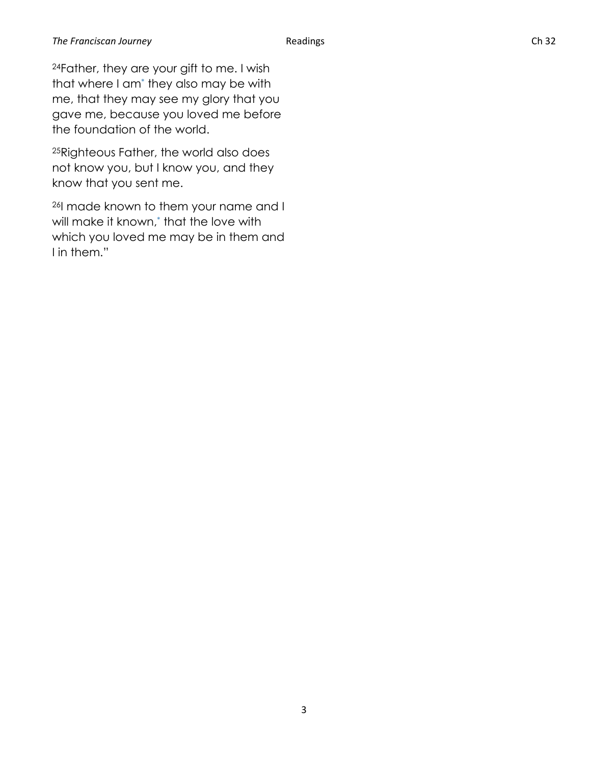[24]Father, they are your gift to me. I wish that where I am* they also may be with me, that they may see my glory that you gave me, because you loved me before the foundation of the world.

[25]Righteous Father, the world also does not know you, but I know you, and they know that you sent me.

[26]I made known to them your name and I will make it known,* that the love with which you loved me may be in them and I in them."